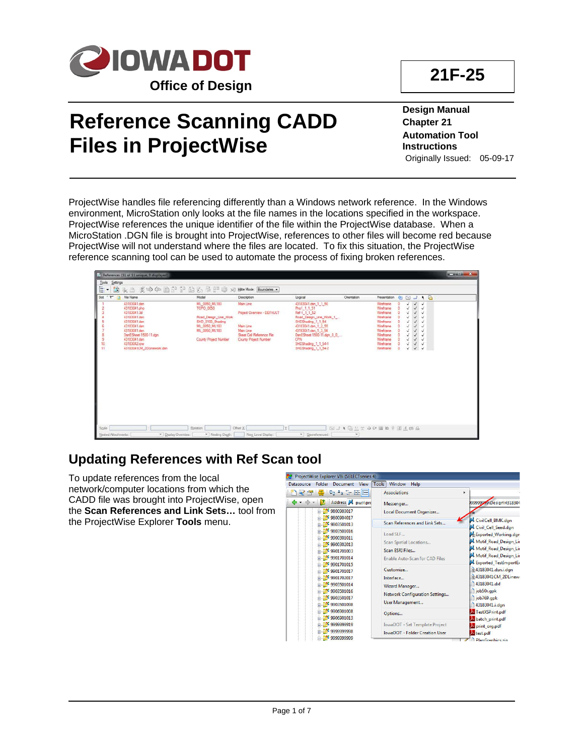# Reference Scanning CADD Files in ProjectWise

**21F-25**

**Design Manual**
**Chapter 21**
**Automation Tool Instructions**
Originally Issued: 05-09-17

Office of Design

ProjectWise handles file referencing differently than a Windows network reference. In the Windows environment, MicroStation only looks at the file names in the locations specified in the workspace. ProjectWise references the unique identifier of the file within the ProjectWise database. When a MicroStation .DGN file is brought into ProjectWise, references to other files will become red because ProjectWise will not understand where the files are located. To fix this situation, the ProjectWise reference scanning tool can be used to automate the process of fixing broken references.

## Updating References with Ref Scan tool

To update references from the local network/computer locations from which the CADD file was brought into ProjectWise, open the **Scan References and Link Sets…** tool from the ProjectWise Explorer **Tools** menu.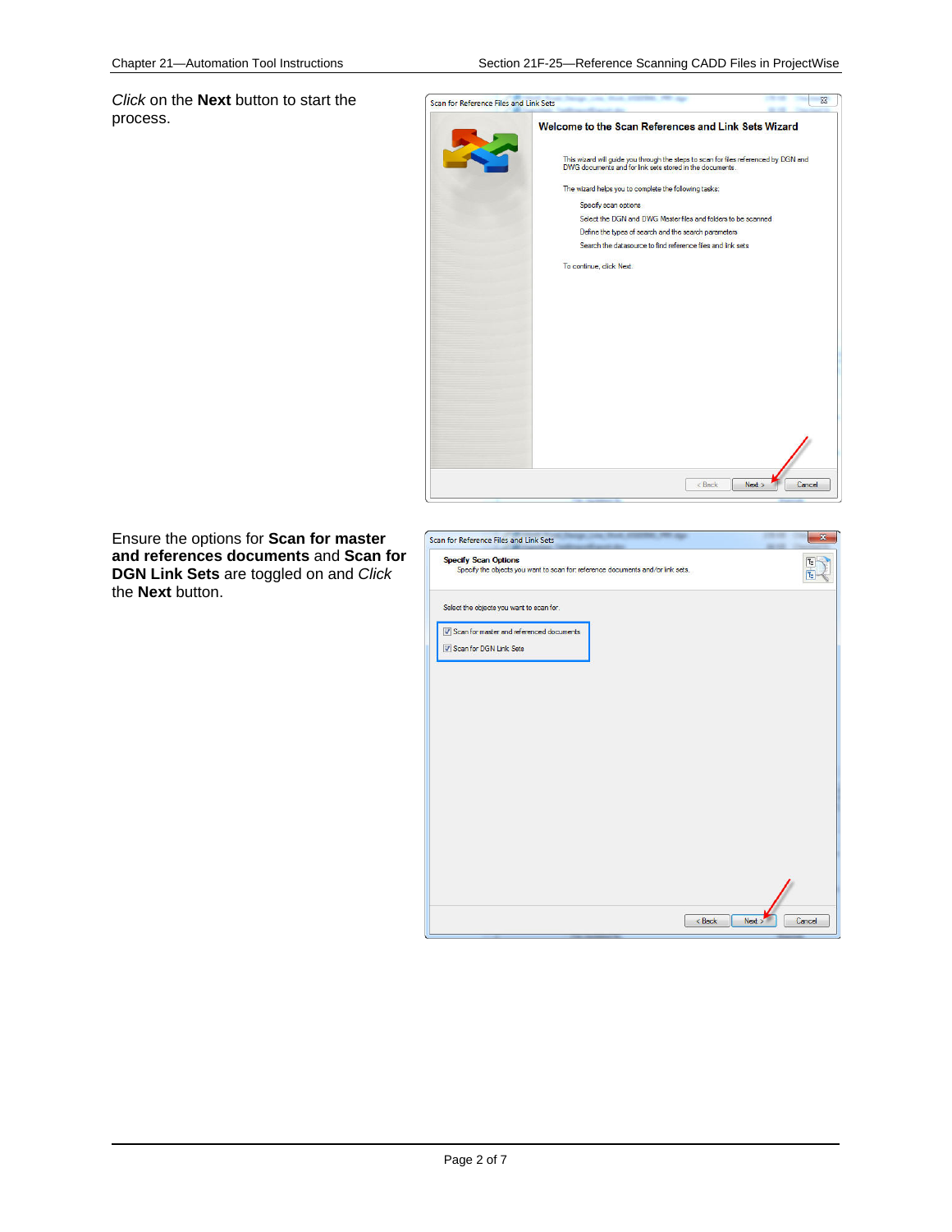*Click* on the **Next** button to start the process.

Ensure the options for **Scan for master and references documents** and **Scan for DGN Link Sets** are toggled on and *Click* the **Next** button.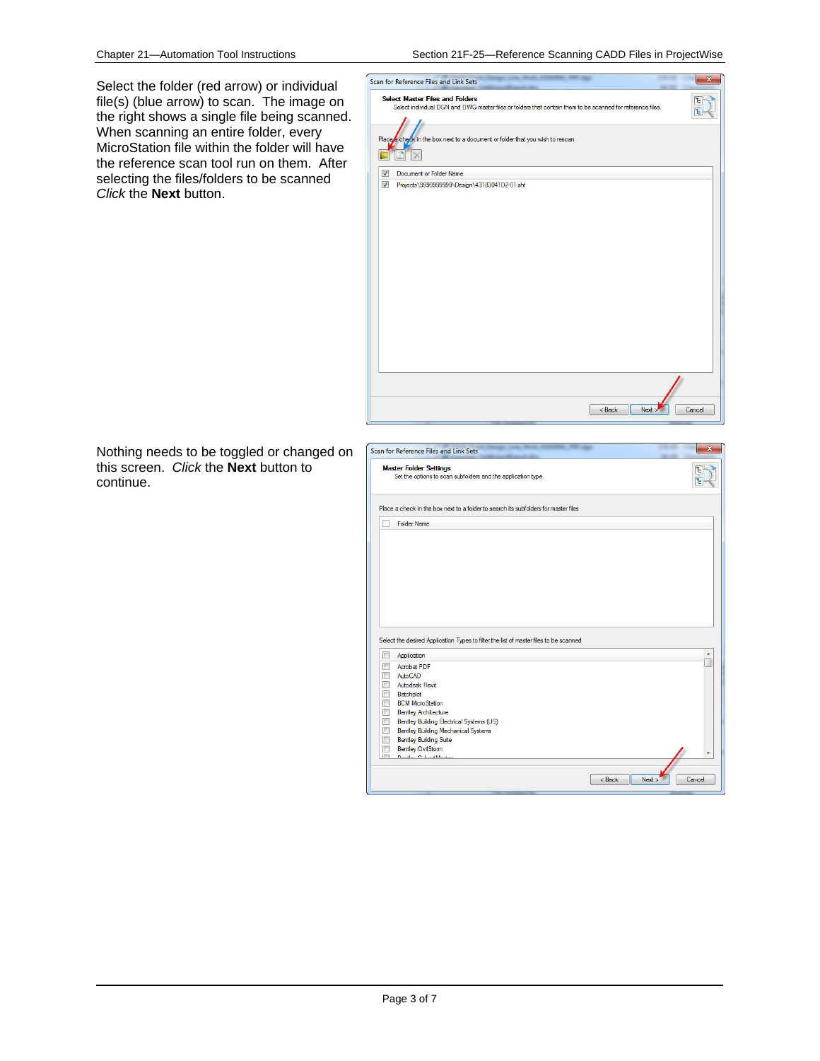Select the folder (red arrow) or individual file(s) (blue arrow) to scan. The image on the right shows a single file being scanned. When scanning an entire folder, every MicroStation file within the folder will have the reference scan tool run on them. After selecting the files/folders to be scanned *Click* the **Next** button.

Nothing needs to be toggled or changed on this screen. *Click* the **Next** button to continue.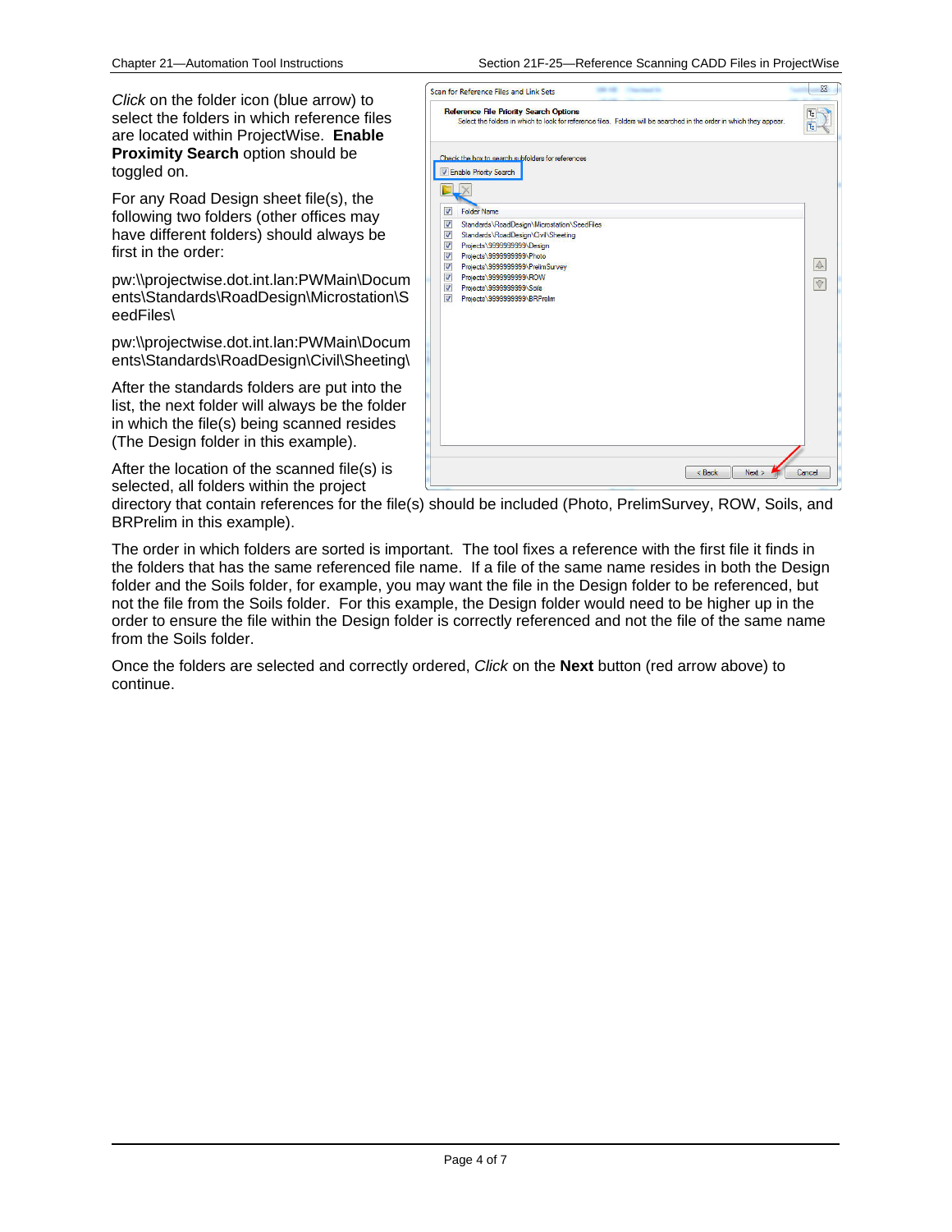*Click* on the folder icon (blue arrow) to select the folders in which reference files are located within ProjectWise. **Enable Proximity Search** option should be toggled on.

For any Road Design sheet file(s), the following two folders (other offices may have different folders) should always be first in the order:

pw:\\projectwise.dot.int.lan:PWMain\Documents\Standards\RoadDesign\Microstation\SeedFiles\

pw:\\projectwise.dot.int.lan:PWMain\Documents\Standards\RoadDesign\Civil\Sheeting\

After the standards folders are put into the list, the next folder will always be the folder in which the file(s) being scanned resides (The Design folder in this example).

After the location of the scanned file(s) is selected, all folders within the project directory that contain references for the file(s) should be included (Photo, PrelimSurvey, ROW, Soils, and BRPrelim in this example).

The order in which folders are sorted is important. The tool fixes a reference with the first file it finds in the folders that has the same referenced file name. If a file of the same name resides in both the Design folder and the Soils folder, for example, you may want the file in the Design folder to be referenced, but not the file from the Soils folder. For this example, the Design folder would need to be higher up in the order to ensure the file within the Design folder is correctly referenced and not the file of the same name from the Soils folder.

Once the folders are selected and correctly ordered, *Click* on the **Next** button (red arrow above) to continue.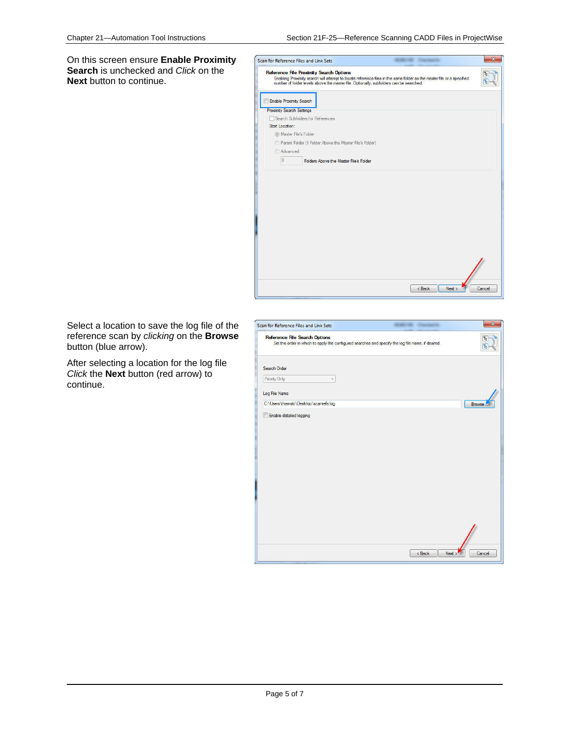On this screen ensure **Enable Proximity Search** is unchecked and *Click* on the **Next** button to continue.

Select a location to save the log file of the reference scan by *clicking* on the **Browse** button (blue arrow).

After selecting a location for the log file *Click* the **Next** button (red arrow) to continue.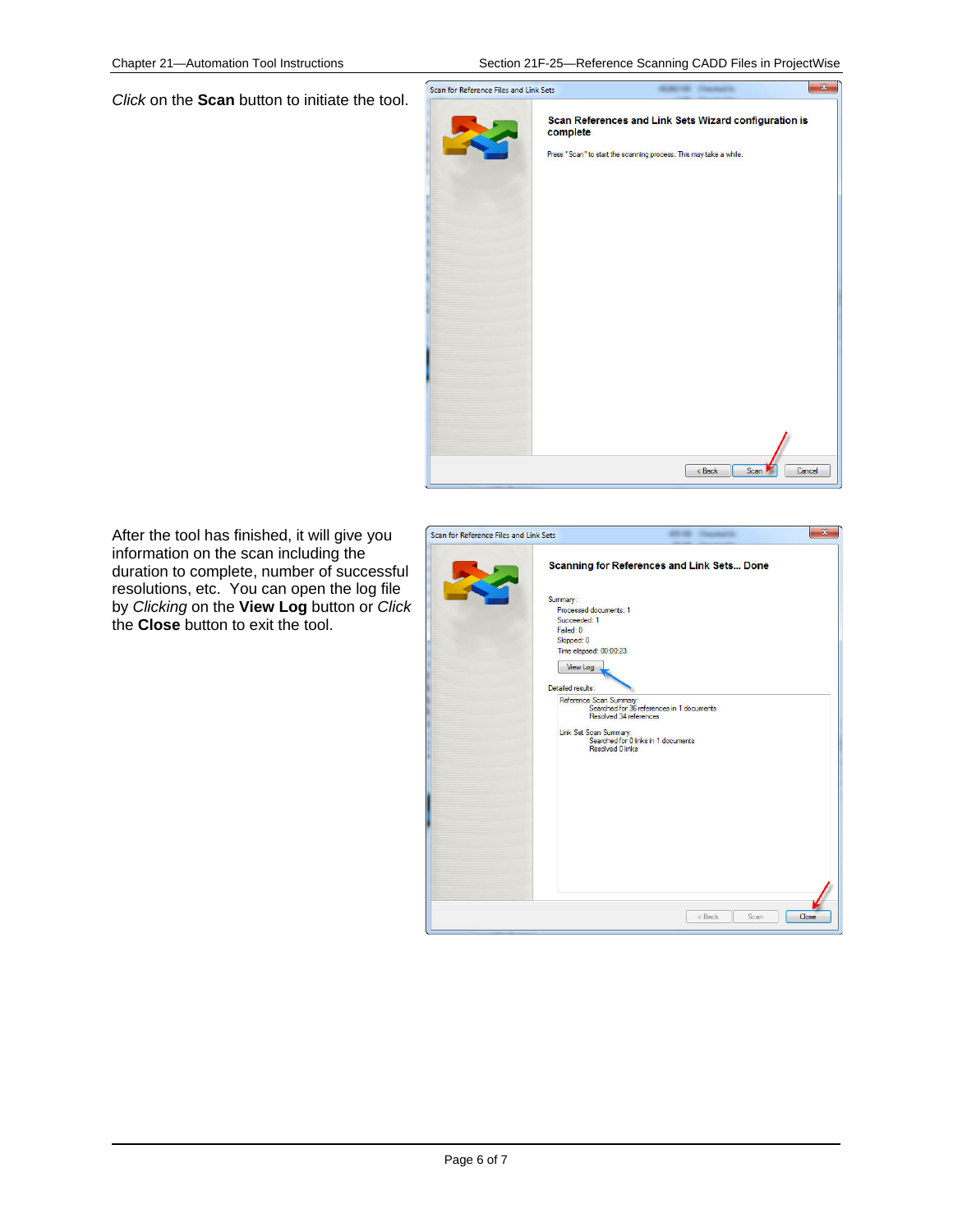*Click* on the **Scan** button to initiate the tool.

After the tool has finished, it will give you information on the scan including the duration to complete, number of successful resolutions, etc. You can open the log file by *Clicking* on the **View Log** button or *Click* the **Close** button to exit the tool.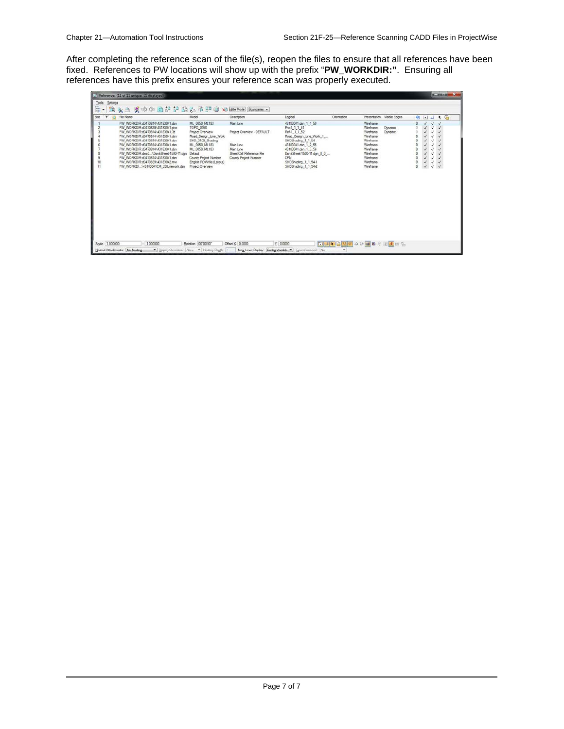After completing the reference scan of the file(s), reopen the files to ensure that all references have been fixed. References to PW locations will show up with the prefix "**PW_WORKDIR:"**. Ensuring all references have this prefix ensures your reference scan was properly executed.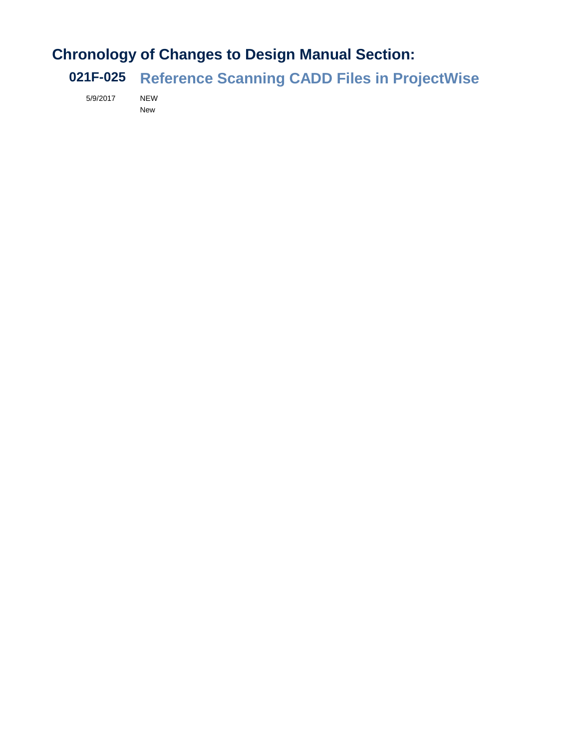# Chronology of Changes to Design Manual Section:

## 021F-025 Reference Scanning CADD Files in ProjectWise

| | |
|---|---|
| 5/9/2017 | NEW<br>New |